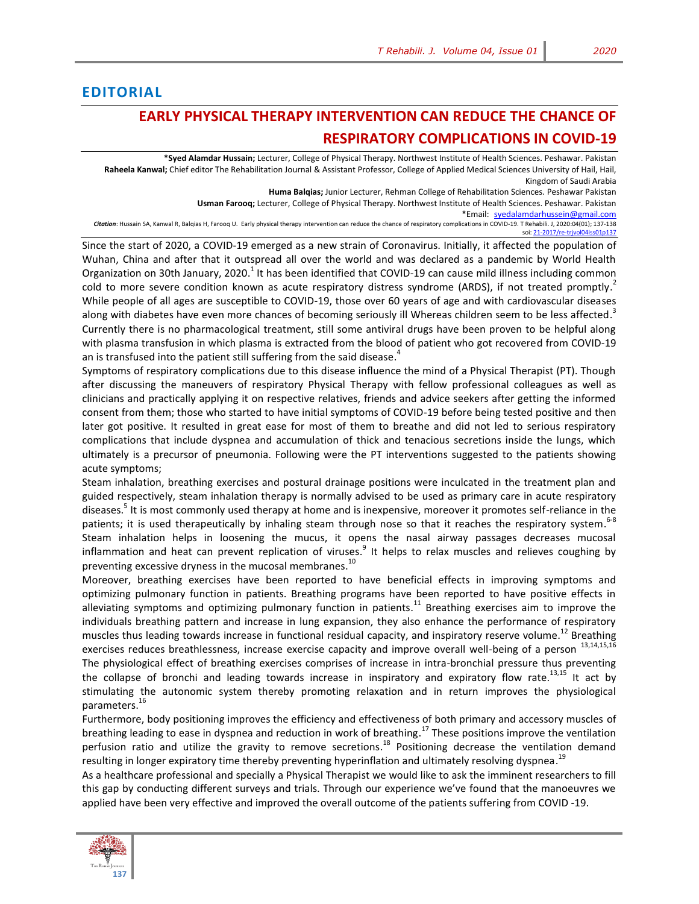## EDITORIAL

# EARLY PHYSICAL THERAPY INTERVENTION CAN REDUCE THE CHANCE OF RESPIRATORY COMPLICATIONS IN COVID-19

**\*Syed Alamdar Hussain;** Lecturer, College of Physical Therapy. Northwest Institute of Health Sciences. Peshawar. Pakistan

**Raheela Kanwal;** Chief editor The Rehabilitation Journal & Assistant Professor, College of Applied Medical Sciences University of Hail, Hail, Kingdom of Saudi Arabia

**Huma Balqias;** Junior Lecturer, Rehman College of Rehabilitation Sciences. Peshawar Pakistan

**Usman Farooq;** Lecturer, College of Physical Therapy. Northwest Institute of Health Sciences. Peshawar. Pakistan

*Email: syedalamdarhussein@gmail.com

***Citation***: Hussain SA, Kanwal R, Balqias H, Farooq U. Early physical therapy intervention can reduce the chance of respiratory complications in COVID-19. T Rehabili. J, 2020:04(01); 137-138

soi: 21-2017/re-trjvol04iss01p137

Since the start of 2020, a COVID-19 emerged as a new strain of Coronavirus. Initially, it affected the population of Wuhan, China and after that it outspread all over the world and was declared as a pandemic by World Health Organization on 30th January, 2020.[1] It has been identified that COVID-19 can cause mild illness including common cold to more severe condition known as acute respiratory distress syndrome (ARDS), if not treated promptly.[2] While people of all ages are susceptible to COVID-19, those over 60 years of age and with cardiovascular diseases along with diabetes have even more chances of becoming seriously ill Whereas children seem to be less affected.[3] Currently there is no pharmacological treatment, still some antiviral drugs have been proven to be helpful along with plasma transfusion in which plasma is extracted from the blood of patient who got recovered from COVID-19 an is transfused into the patient still suffering from the said disease.[4]

Symptoms of respiratory complications due to this disease influence the mind of a Physical Therapist (PT). Though after discussing the maneuvers of respiratory Physical Therapy with fellow professional colleagues as well as clinicians and practically applying it on respective relatives, friends and advice seekers after getting the informed consent from them; those who started to have initial symptoms of COVID-19 before being tested positive and then later got positive. It resulted in great ease for most of them to breathe and did not led to serious respiratory complications that include dyspnea and accumulation of thick and tenacious secretions inside the lungs, which ultimately is a precursor of pneumonia. Following were the PT interventions suggested to the patients showing acute symptoms;

Steam inhalation, breathing exercises and postural drainage positions were inculcated in the treatment plan and guided respectively, steam inhalation therapy is normally advised to be used as primary care in acute respiratory diseases.[5] It is most commonly used therapy at home and is inexpensive, moreover it promotes self-reliance in the patients; it is used therapeutically by inhaling steam through nose so that it reaches the respiratory system.[6-8] Steam inhalation helps in loosening the mucus, it opens the nasal airway passages decreases mucosal inflammation and heat can prevent replication of viruses.[9] It helps to relax muscles and relieves coughing by preventing excessive dryness in the mucosal membranes.[10]

Moreover, breathing exercises have been reported to have beneficial effects in improving symptoms and optimizing pulmonary function in patients. Breathing programs have been reported to have positive effects in alleviating symptoms and optimizing pulmonary function in patients.[11] Breathing exercises aim to improve the individuals breathing pattern and increase in lung expansion, they also enhance the performance of respiratory muscles thus leading towards increase in functional residual capacity, and inspiratory reserve volume.[12] Breathing exercises reduces breathlessness, increase exercise capacity and improve overall well-being of a person [13,14,15,16]

The physiological effect of breathing exercises comprises of increase in intra-bronchial pressure thus preventing the collapse of bronchi and leading towards increase in inspiratory and expiratory flow rate.[13,15] It act by stimulating the autonomic system thereby promoting relaxation and in return improves the physiological parameters.[16]

Furthermore, body positioning improves the efficiency and effectiveness of both primary and accessory muscles of breathing leading to ease in dyspnea and reduction in work of breathing.[17] These positions improve the ventilation perfusion ratio and utilize the gravity to remove secretions.[18] Positioning decrease the ventilation demand resulting in longer expiratory time thereby preventing hyperinflation and ultimately resolving dyspnea.[19]

As a healthcare professional and specially a Physical Therapist we would like to ask the imminent researchers to fill this gap by conducting different surveys and trials. Through our experience we've found that the manoeuvres we applied have been very effective and improved the overall outcome of the patients suffering from COVID -19.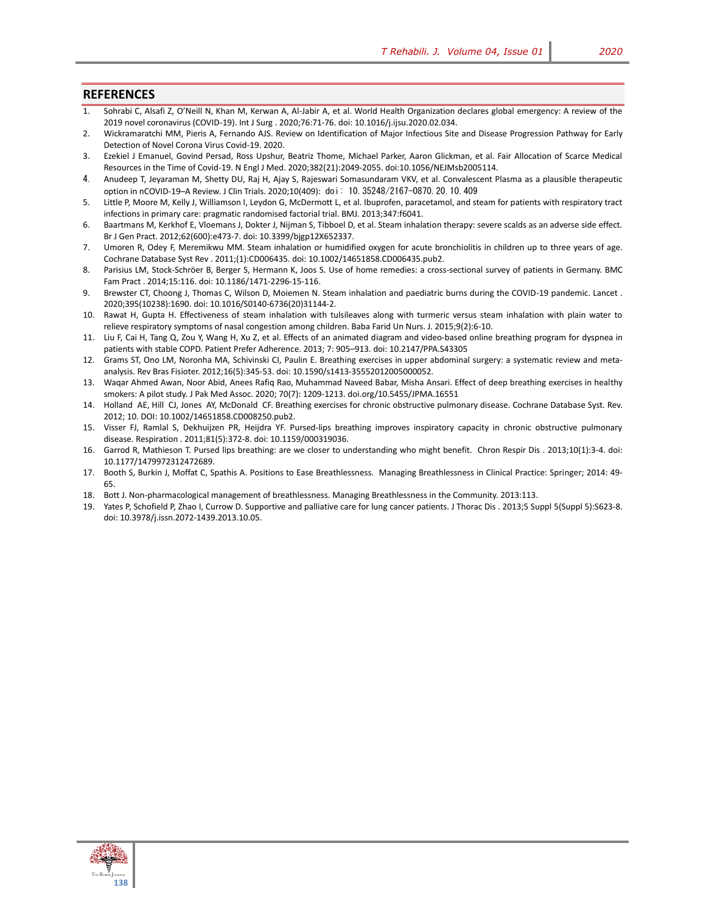## REFERENCES

1. Sohrabi C, Alsafi Z, O'Neill N, Khan M, Kerwan A, Al-Jabir A, et al. World Health Organization declares global emergency: A review of the 2019 novel coronavirus (COVID-19). Int J Surg . 2020;76:71-76. doi: 10.1016/j.ijsu.2020.02.034.
2. Wickramaratchi MM, Pieris A, Fernando AJS. Review on Identification of Major Infectious Site and Disease Progression Pathway for Early Detection of Novel Corona Virus Covid-19. 2020.
3. Ezekiel J Emanuel, Govind Persad, Ross Upshur, Beatriz Thome, Michael Parker, Aaron Glickman, et al. Fair Allocation of Scarce Medical Resources in the Time of Covid-19. N Engl J Med. 2020;382(21):2049-2055. doi:10.1056/NEJMsb2005114.
4. Anudeep T, Jeyaraman M, Shetty DU, Raj H, Ajay S, Rajeswari Somasundaram VKV, et al. Convalescent Plasma as a plausible therapeutic option in nCOVID-19–A Review. J Clin Trials. 2020;10(409): doi: 10.35248/2167-0870.20.10.409
5. Little P, Moore M, Kelly J, Williamson I, Leydon G, McDermott L, et al. Ibuprofen, paracetamol, and steam for patients with respiratory tract infections in primary care: pragmatic randomised factorial trial. BMJ. 2013;347:f6041.
6. Baartmans M, Kerkhof E, Vloemans J, Dokter J, Nijman S, Tibboel D, et al. Steam inhalation therapy: severe scalds as an adverse side effect. Br J Gen Pract. 2012;62(600):e473-7. doi: 10.3399/bjgp12X652337.
7. Umoren R, Odey F, Meremikwu MM. Steam inhalation or humidified oxygen for acute bronchiolitis in children up to three years of age. Cochrane Database Syst Rev . 2011;(1):CD006435. doi: 10.1002/14651858.CD006435.pub2.
8. Parisius LM, Stock-Schröer B, Berger S, Hermann K, Joos S. Use of home remedies: a cross-sectional survey of patients in Germany. BMC Fam Pract . 2014;15:116. doi: 10.1186/1471-2296-15-116.
9. Brewster CT, Choong J, Thomas C, Wilson D, Moiemen N. Steam inhalation and paediatric burns during the COVID-19 pandemic. Lancet . 2020;395(10238):1690. doi: 10.1016/S0140-6736(20)31144-2.
10. Rawat H, Gupta H. Effectiveness of steam inhalation with tulsileaves along with turmeric versus steam inhalation with plain water to relieve respiratory symptoms of nasal congestion among children. Baba Farid Un Nurs. J. 2015;9(2):6-10.
11. Liu F, Cai H, Tang Q, Zou Y, Wang H, Xu Z, et al. Effects of an animated diagram and video-based online breathing program for dyspnea in patients with stable COPD. Patient Prefer Adherence. 2013; 7: 905–913. doi: 10.2147/PPA.S43305
12. Grams ST, Ono LM, Noronha MA, Schivinski CI, Paulin E. Breathing exercises in upper abdominal surgery: a systematic review and meta-analysis. Rev Bras Fisioter. 2012;16(5):345-53. doi: 10.1590/s1413-35552012005000052.
13. Waqar Ahmed Awan, Noor Abid, Anees Rafiq Rao, Muhammad Naveed Babar, Misha Ansari. Effect of deep breathing exercises in healthy smokers: A pilot study. J Pak Med Assoc. 2020; 70(7): 1209-1213. doi.org/10.5455/JPMA.16551
14. Holland AE, Hill CJ, Jones AY, McDonald CF. Breathing exercises for chronic obstructive pulmonary disease. Cochrane Database Syst. Rev. 2012; 10. DOI: 10.1002/14651858.CD008250.pub2.
15. Visser FJ, Ramlal S, Dekhuijzen PR, Heijdra YF. Pursed-lips breathing improves inspiratory capacity in chronic obstructive pulmonary disease. Respiration . 2011;81(5):372-8. doi: 10.1159/000319036.
16. Garrod R, Mathieson T. Pursed lips breathing: are we closer to understanding who might benefit. Chron Respir Dis . 2013;10(1):3-4. doi: 10.1177/1479972312472689.
17. Booth S, Burkin J, Moffat C, Spathis A. Positions to Ease Breathlessness. Managing Breathlessness in Clinical Practice: Springer; 2014: 49-65.
18. Bott J. Non-pharmacological management of breathlessness. Managing Breathlessness in the Community. 2013:113.
19. Yates P, Schofield P, Zhao I, Currow D. Supportive and palliative care for lung cancer patients. J Thorac Dis . 2013;5 Suppl 5(Suppl 5):S623-8. doi: 10.3978/j.issn.2072-1439.2013.10.05.